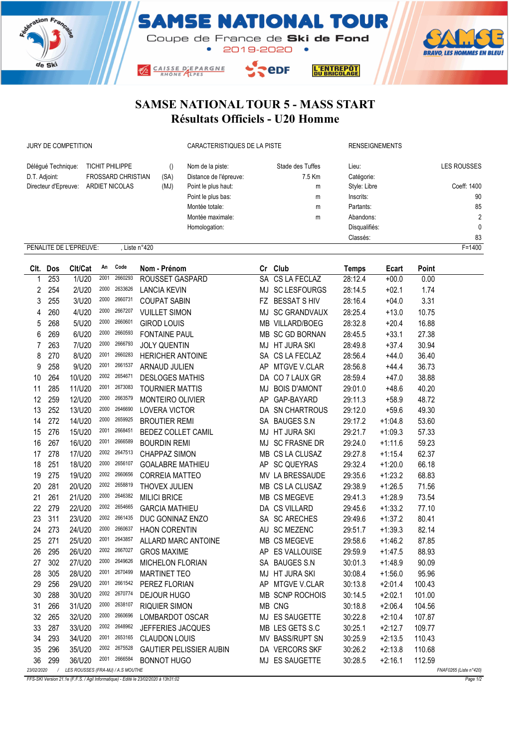# SAMSE NATIONAL TOUR

Coupe de France de **Ski de Fond**

• 2019-2020 •

## SAMSE NATIONAL TOUR 5 - MASS START

## Résultats Officiels - U20 Homme

| JURY DE COMPETITION | | | CARACTERISTIQUES DE LA PISTE | | RENSEIGNEMENTS | |
|---|---|---|---|---|---|---|
| Délégué Technique: | TICHIT PHILIPPE | () | Nom de la piste: | Stade des Tuffes | Lieu: | LES ROUSSES |
| D.T. Adjoint: | FROSSARD CHRISTIAN | (SA) | Distance de l'épreuve: | 7.5 Km | Catégorie: | |
| Directeur d'Epreuve: | ARDIET NICOLAS | (MJ) | Point le plus haut: | m | Style: Libre | Coeff: 1400 |
| | | | Point le plus bas: | m | Inscrits: | 90 |
| | | | Montée totale: | m | Partants: | 85 |
| | | | Montée maximale: | m | Abandons: | 2 |
| | | | Homologation: | | Disqualifiés: | 0 |
| | | | | | Classés: | 83 |

PENALITE DE L'EPREUVE: , Liste n°420 F=1400

| Clt. | Dos | Clt/Cat | An | Code | Nom - Prénom | Cr | Club | Temps | Ecart | Point |
|---|---|---|---|---|---|---|---|---|---|---|
| 1 | 253 | 1/U20 | 2001 | 2660293 | ROUSSET GASPARD | SA | CS LA FECLAZ | 28:12.4 | +00.0 | 0.00 |
| 2 | 254 | 2/U20 | 2000 | 2633626 | LANCIA KEVIN | MJ | SC LESFOURGS | 28:14.5 | +02.1 | 1.74 |
| 3 | 255 | 3/U20 | 2000 | 2660731 | COUPAT SABIN | FZ | BESSAT S HIV | 28:16.4 | +04.0 | 3.31 |
| 4 | 260 | 4/U20 | 2000 | 2667207 | VUILLET SIMON | MJ | SC GRANDVAUX | 28:25.4 | +13.0 | 10.75 |
| 5 | 268 | 5/U20 | 2000 | 2660601 | GIROD LOUIS | MB | VILLARD/BOEG | 28:32.8 | +20.4 | 16.88 |
| 6 | 269 | 6/U20 | 2000 | 2660593 | FONTAINE PAUL | MB | SC GD BORNAN | 28:45.5 | +33.1 | 27.38 |
| 7 | 263 | 7/U20 | 2000 | 2666793 | JOLY QUENTIN | MJ | HT JURA SKI | 28:49.8 | +37.4 | 30.94 |
| 8 | 270 | 8/U20 | 2001 | 2660283 | HERICHER ANTOINE | SA | CS LA FECLAZ | 28:56.4 | +44.0 | 36.40 |
| 9 | 258 | 9/U20 | 2001 | 2661537 | ARNAUD JULIEN | AP | MTGVE V.CLAR | 28:56.8 | +44.4 | 36.73 |
| 10 | 264 | 10/U20 | 2002 | 2654671 | DESLOGES MATHIS | DA | CO 7 LAUX GR | 28:59.4 | +47.0 | 38.88 |
| 11 | 285 | 11/U20 | 2001 | 2673083 | TOURNIER MATTIS | MJ | BOIS D'AMONT | 29:01.0 | +48.6 | 40.20 |
| 12 | 259 | 12/U20 | 2000 | 2663579 | MONTEIRO OLIVIER | AP | GAP-BAYARD | 29:11.3 | +58.9 | 48.72 |
| 13 | 252 | 13/U20 | 2000 | 2646690 | LOVERA VICTOR | DA | SN CHARTROUS | 29:12.0 | +59.6 | 49.30 |
| 14 | 272 | 14/U20 | 2000 | 2659925 | BROUTIER REMI | SA | BAUGES S.N | 29:17.2 | +1:04.8 | 53.60 |
| 15 | 276 | 15/U20 | 2001 | 2668451 | BEDEZ COLLET CAMIL | MJ | HT JURA SKI | 29:21.7 | +1:09.3 | 57.33 |
| 16 | 267 | 16/U20 | 2001 | 2666589 | BOURDIN REMI | MJ | SC FRASNE DR | 29:24.0 | +1:11.6 | 59.23 |
| 17 | 278 | 17/U20 | 2002 | 2647513 | CHAPPAZ SIMON | MB | CS LA CLUSAZ | 29:27.8 | +1:15.4 | 62.37 |
| 18 | 251 | 18/U20 | 2000 | 2656107 | GOALABRE MATHIEU | AP | SC QUEYRAS | 29:32.4 | +1:20.0 | 66.18 |
| 19 | 275 | 19/U20 | 2002 | 2660656 | CORREIA MATTEO | MV | LA BRESSAUDE | 29:35.6 | +1:23.2 | 68.83 |
| 20 | 281 | 20/U20 | 2002 | 2658819 | THOVEX JULIEN | MB | CS LA CLUSAZ | 29:38.9 | +1:26.5 | 71.56 |
| 21 | 261 | 21/U20 | 2000 | 2646382 | MILICI BRICE | MB | CS MEGEVE | 29:41.3 | +1:28.9 | 73.54 |
| 22 | 279 | 22/U20 | 2002 | 2654665 | GARCIA MATHIEU | DA | CS VILLARD | 29:45.6 | +1:33.2 | 77.10 |
| 23 | 311 | 23/U20 | 2002 | 2661435 | DUC GONINAZ ENZO | SA | SC ARECHES | 29:49.6 | +1:37.2 | 80.41 |
| 24 | 273 | 24/U20 | 2000 | 2660637 | HAON CORENTIN | AU | SC MEZENC | 29:51.7 | +1:39.3 | 82.14 |
| 25 | 271 | 25/U20 | 2001 | 2643857 | ALLARD MARC ANTOINE | MB | CS MEGEVE | 29:58.6 | +1:46.2 | 87.85 |
| 26 | 295 | 26/U20 | 2002 | 2667027 | GROS MAXIME | AP | ES VALLOUISE | 29:59.9 | +1:47.5 | 88.93 |
| 27 | 302 | 27/U20 | 2000 | 2649626 | MICHELON FLORIAN | SA | BAUGES S.N | 30:01.3 | +1:48.9 | 90.09 |
| 28 | 305 | 28/U20 | 2001 | 2670499 | MARTINET TEO | MJ | HT JURA SKI | 30:08.4 | +1:56.0 | 95.96 |
| 29 | 256 | 29/U20 | 2001 | 2661542 | PEREZ FLORIAN | AP | MTGVE V.CLAR | 30:13.8 | +2:01.4 | 100.43 |
| 30 | 288 | 30/U20 | 2002 | 2670774 | DEJOUR HUGO | MB | SCNP ROCHOIS | 30:14.5 | +2:02.1 | 101.00 |
| 31 | 266 | 31/U20 | 2000 | 2638107 | RIQUIER SIMON | MB | CNG | 30:18.8 | +2:06.4 | 104.56 |
| 32 | 265 | 32/U20 | 2000 | 2660696 | LOMBARDOT OSCAR | MJ | ES SAUGETTE | 30:22.8 | +2:10.4 | 107.87 |
| 33 | 287 | 33/U20 | 2002 | 2648962 | JEFFERIES JACQUES | MB | LES GETS S.C | 30:25.1 | +2:12.7 | 109.77 |
| 34 | 293 | 34/U20 | 2001 | 2653165 | CLAUDON LOUIS | MV | BASS/RUPT SN | 30:25.9 | +2:13.5 | 110.43 |
| 35 | 296 | 35/U20 | 2002 | 2675528 | GAUTIER PELISSIER AUBIN | DA | VERCORS SKF | 30:26.2 | +2:13.8 | 110.68 |
| 36 | 299 | 36/U20 | 2001 | 2666584 | BONNOT HUGO | MJ | ES SAUGETTE | 30:28.5 | +2:16.1 | 112.59 |

23/02/2020 / LES ROUSSES (FRA-MJ) / A.S MOUTHE FNAF0265 (Liste n°420)

FFS-SKI Version 21.1e (F.F.S. / Agil Informatique) - Edité le 23/02/2020 à 13h31:02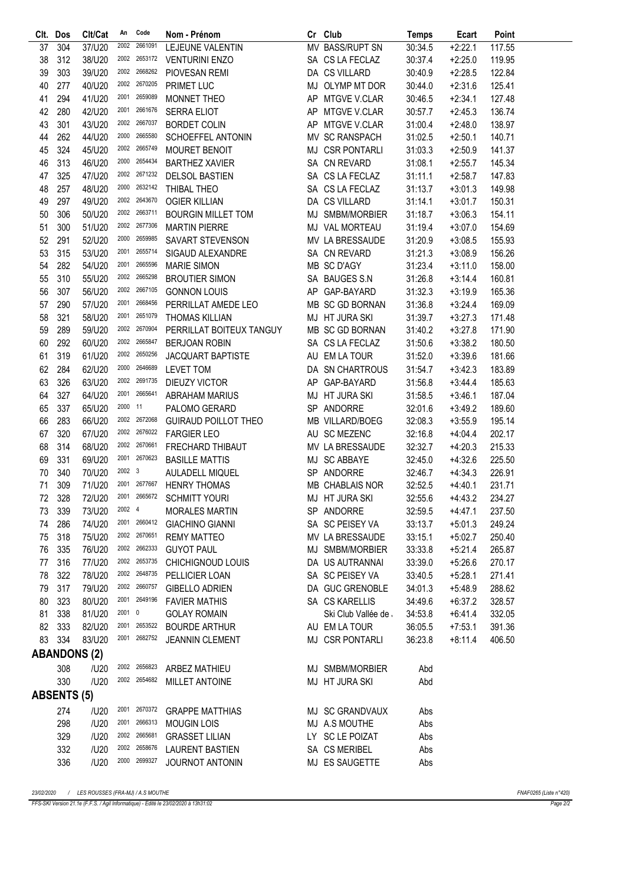| Clt. | Dos | Clt/Cat | An | Code | Nom - Prénom | Cr | Club | Temps | Ecart | Point |
|---|---|---|---|---|---|---|---|---|---|---|
| 37 | 304 | 37/U20 | 2002 | 2661091 | LEJEUNE VALENTIN | MV | BASS/RUPT SN | 30:34.5 | +2:22.1 | 117.55 |
| 38 | 312 | 38/U20 | 2002 | 2653172 | VENTURINI ENZO | SA | CS LA FECLAZ | 30:37.4 | +2:25.0 | 119.95 |
| 39 | 303 | 39/U20 | 2002 | 2668262 | PIOVESAN REMI | DA | CS VILLARD | 30:40.9 | +2:28.5 | 122.84 |
| 40 | 277 | 40/U20 | 2002 | 2670205 | PRIMET LUC | MJ | OLYMP MT DOR | 30:44.0 | +2:31.6 | 125.41 |
| 41 | 294 | 41/U20 | 2001 | 2659089 | MONNET THEO | AP | MTGVE V.CLAR | 30:46.5 | +2:34.1 | 127.48 |
| 42 | 280 | 42/U20 | 2001 | 2661676 | SERRA ELIOT | AP | MTGVE V.CLAR | 30:57.7 | +2:45.3 | 136.74 |
| 43 | 301 | 43/U20 | 2002 | 2667037 | BORDET COLIN | AP | MTGVE V.CLAR | 31:00.4 | +2:48.0 | 138.97 |
| 44 | 262 | 44/U20 | 2000 | 2665580 | SCHOEFFEL ANTONIN | MV | SC RANSPACH | 31:02.5 | +2:50.1 | 140.71 |
| 45 | 324 | 45/U20 | 2002 | 2665749 | MOURET BENOIT | MJ | CSR PONTARLI | 31:03.3 | +2:50.9 | 141.37 |
| 46 | 313 | 46/U20 | 2000 | 2654434 | BARTHEZ XAVIER | SA | CN REVARD | 31:08.1 | +2:55.7 | 145.34 |
| 47 | 325 | 47/U20 | 2002 | 2671232 | DELSOL BASTIEN | SA | CS LA FECLAZ | 31:11.1 | +2:58.7 | 147.83 |
| 48 | 257 | 48/U20 | 2000 | 2632142 | THIBAL THEO | SA | CS LA FECLAZ | 31:13.7 | +3:01.3 | 149.98 |
| 49 | 297 | 49/U20 | 2002 | 2643670 | OGIER KILLIAN | DA | CS VILLARD | 31:14.1 | +3:01.7 | 150.31 |
| 50 | 306 | 50/U20 | 2002 | 2663711 | BOURGIN MILLET TOM | MJ | SMBM/MORBIER | 31:18.7 | +3:06.3 | 154.11 |
| 51 | 300 | 51/U20 | 2002 | 2677306 | MARTIN PIERRE | MJ | VAL MORTEAU | 31:19.4 | +3:07.0 | 154.69 |
| 52 | 291 | 52/U20 | 2000 | 2659985 | SAVART STEVENSON | MV | LA BRESSAUDE | 31:20.9 | +3:08.5 | 155.93 |
| 53 | 315 | 53/U20 | 2001 | 2655714 | SIGAUD ALEXANDRE | SA | CN REVARD | 31:21.3 | +3:08.9 | 156.26 |
| 54 | 282 | 54/U20 | 2001 | 2665596 | MARIE SIMON | MB | SC D'AGY | 31:23.4 | +3:11.0 | 158.00 |
| 55 | 310 | 55/U20 | 2002 | 2665298 | BROUTIER SIMON | SA | BAUGES S.N | 31:26.8 | +3:14.4 | 160.81 |
| 56 | 307 | 56/U20 | 2002 | 2667105 | GONNON LOUIS | AP | GAP-BAYARD | 31:32.3 | +3:19.9 | 165.36 |
| 57 | 290 | 57/U20 | 2001 | 2668456 | PERRILLAT AMEDE LEO | MB | SC GD BORNAN | 31:36.8 | +3:24.4 | 169.09 |
| 58 | 321 | 58/U20 | 2001 | 2651079 | THOMAS KILLIAN | MJ | HT JURA SKI | 31:39.7 | +3:27.3 | 171.48 |
| 59 | 289 | 59/U20 | 2002 | 2670904 | PERRILLAT BOITEUX TANGUY | MB | SC GD BORNAN | 31:40.2 | +3:27.8 | 171.90 |
| 60 | 292 | 60/U20 | 2002 | 2665847 | BERJOAN ROBIN | SA | CS LA FECLAZ | 31:50.6 | +3:38.2 | 180.50 |
| 61 | 319 | 61/U20 | 2002 | 2650256 | JACQUART BAPTISTE | AU | EM LA TOUR | 31:52.0 | +3:39.6 | 181.66 |
| 62 | 284 | 62/U20 | 2000 | 2646689 | LEVET TOM | DA | SN CHARTROUS | 31:54.7 | +3:42.3 | 183.89 |
| 63 | 326 | 63/U20 | 2002 | 2691735 | DIEUZY VICTOR | AP | GAP-BAYARD | 31:56.8 | +3:44.4 | 185.63 |
| 64 | 327 | 64/U20 | 2001 | 2665641 | ABRAHAM MARIUS | MJ | HT JURA SKI | 31:58.5 | +3:46.1 | 187.04 |
| 65 | 337 | 65/U20 | 2000 | 11 | PALOMO GERARD | SP | ANDORRE | 32:01.6 | +3:49.2 | 189.60 |
| 66 | 283 | 66/U20 | 2002 | 2672068 | GUIRAUD POILLOT THEO | MB | VILLARD/BOEG | 32:08.3 | +3:55.9 | 195.14 |
| 67 | 320 | 67/U20 | 2002 | 2676022 | FARGIER LEO | AU | SC MEZENC | 32:16.8 | +4:04.4 | 202.17 |
| 68 | 314 | 68/U20 | 2002 | 2670661 | FRECHARD THIBAUT | MV | LA BRESSAUDE | 32:32.7 | +4:20.3 | 215.33 |
| 69 | 331 | 69/U20 | 2001 | 2670623 | BASILLE MATTIS | MJ | SC ABBAYE | 32:45.0 | +4:32.6 | 225.50 |
| 70 | 340 | 70/U20 | 2002 | 3 | AULADELL MIQUEL | SP | ANDORRE | 32:46.7 | +4:34.3 | 226.91 |
| 71 | 309 | 71/U20 | 2001 | 2677667 | HENRY THOMAS | MB | CHABLAIS NOR | 32:52.5 | +4:40.1 | 231.71 |
| 72 | 328 | 72/U20 | 2001 | 2665672 | SCHMITT YOURI | MJ | HT JURA SKI | 32:55.6 | +4:43.2 | 234.27 |
| 73 | 339 | 73/U20 | 2002 | 4 | MORALES MARTIN | SP | ANDORRE | 32:59.5 | +4:47.1 | 237.50 |
| 74 | 286 | 74/U20 | 2001 | 2660412 | GIACHINO GIANNI | SA | SC PEISEY VA | 33:13.7 | +5:01.3 | 249.24 |
| 75 | 318 | 75/U20 | 2002 | 2670651 | REMY MATTEO | MV | LA BRESSAUDE | 33:15.1 | +5:02.7 | 250.40 |
| 76 | 335 | 76/U20 | 2002 | 2662333 | GUYOT PAUL | MJ | SMBM/MORBIER | 33:33.8 | +5:21.4 | 265.87 |
| 77 | 316 | 77/U20 | 2002 | 2653735 | CHICHIGNOUD LOUIS | DA | US AUTRANNAI | 33:39.0 | +5:26.6 | 270.17 |
| 78 | 322 | 78/U20 | 2002 | 2648735 | PELLICIER LOAN | SA | SC PEISEY VA | 33:40.5 | +5:28.1 | 271.41 |
| 79 | 317 | 79/U20 | 2002 | 2660757 | GIBELLO ADRIEN | DA | GUC GRENOBLE | 34:01.3 | +5:48.9 | 288.62 |
| 80 | 323 | 80/U20 | 2001 | 2649196 | FAVIER MATHIS | SA | CS KARELLIS | 34:49.6 | +6:37.2 | 328.57 |
| 81 | 338 | 81/U20 | 2001 | 0 | GOLAY ROMAIN | | Ski Club Vallée de . | 34:53.8 | +6:41.4 | 332.05 |
| 82 | 333 | 82/U20 | 2001 | 2653522 | BOURDE ARTHUR | AU | EM LA TOUR | 36:05.5 | +7:53.1 | 391.36 |
| 83 | 334 | 83/U20 | 2001 | 2682752 | JEANNIN CLEMENT | MJ | CSR PONTARLI | 36:23.8 | +8:11.4 | 406.50 |

**ABANDONS (2)**

| Dos | Clt/Cat | An | Code | Nom - Prénom | Cr | Club | Temps |
|---|---|---|---|---|---|---|---|
| 308 | /U20 | 2002 | 2656823 | ARBEZ MATHIEU | MJ | SMBM/MORBIER | Abd |
| 330 | /U20 | 2002 | 2654682 | MILLET ANTOINE | MJ | HT JURA SKI | Abd |

**ABSENTS (5)**

| Dos | Clt/Cat | An | Code | Nom - Prénom | Cr | Club | Temps |
|---|---|---|---|---|---|---|---|
| 274 | /U20 | 2001 | 2670372 | GRAPPE MATTHIAS | MJ | SC GRANDVAUX | Abs |
| 298 | /U20 | 2001 | 2666313 | MOUGIN LOIS | MJ | A.S MOUTHE | Abs |
| 329 | /U20 | 2002 | 2665681 | GRASSET LILIAN | LY | SC LE POIZAT | Abs |
| 332 | /U20 | 2002 | 2658676 | LAURENT BASTIEN | SA | CS MERIBEL | Abs |
| 336 | /U20 | 2000 | 2699327 | JOURNOT ANTONIN | MJ | ES SAUGETTE | Abs |

23/02/2020 / LES ROUSSES (FRA-MJ) / A.S MOUTHE — FNAF0265 (Liste n°420)

FFS-SKI Version 21.1e (F.F.S. / Agil Informatique) - Edité le 23/02/2020 à 13h31:02